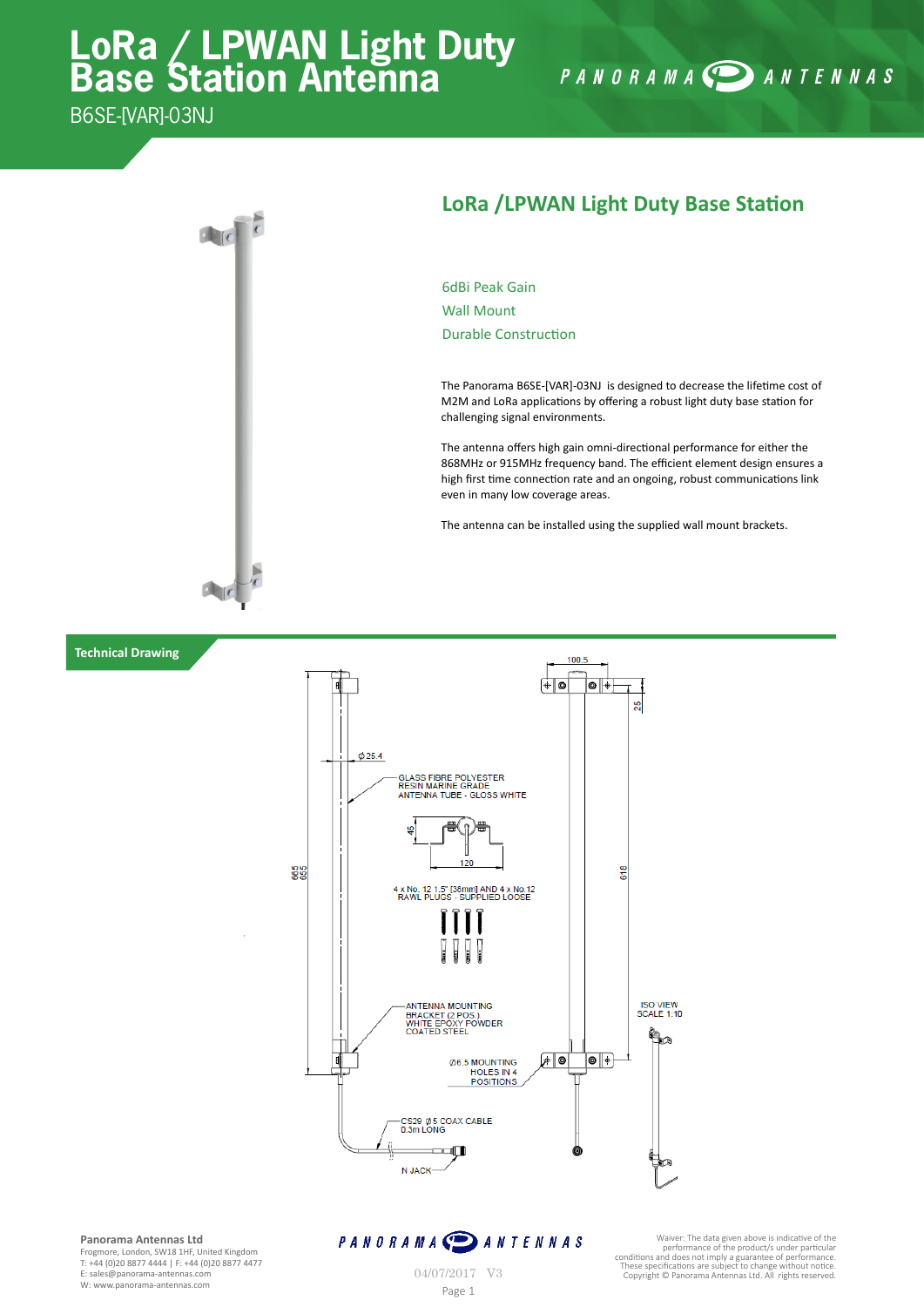# LoRa / LPWAN Light Duty Base Station Antenna

B6SE-[VAR]-03NJ

## LoRa /LPWAN Light Duty Base Station

6dBi Peak Gain

Wall Mount

Durable Construction

The Panorama B6SE-[VAR]-03NJ is designed to decrease the lifetime cost of M2M and LoRa applications by offering a robust light duty base station for challenging signal environments.

The antenna offers high gain omni-directional performance for either the 868MHz or 915MHz frequency band. The efficient element design ensures a high first time connection rate and an ongoing, robust communications link even in many low coverage areas.

The antenna can be installed using the supplied wall mount brackets.

## Technical Drawing

100.5

25

Ø25.4

GLASS FIBRE POLYESTER RESIN MARINE GRADE ANTENNA TUBE - GLOSS WHITE

45

120

665
655

618

4 x No. 12 1.5" [38mm] AND 4 x No.12 RAWL PLUGS - SUPPLIED LOOSE

ANTENNA MOUNTING BRACKET (2 POS.) WHITE EPOXY POWDER COATED STEEL

ISO VIEW SCALE 1:10

Ø6.5 MOUNTING HOLES IN 4 POSITIONS

CS29 Ø5 COAX CABLE 0.3m LONG

N JACK

**Panorama Antennas Ltd**
Frogmore, London, SW18 1HF, United Kingdom
T: +44 (0)20 8877 4444 | F: +44 (0)20 8877 4477
E: sales@panorama-antennas.com
W: www.panorama-antennas.com

04/07/2017 V3

Waiver: The data given above is indicative of the performance of the product/s under particular conditions and does not imply a guarantee of performance. These specifications are subject to change without notice. Copyright © Panorama Antennas Ltd. All rights reserved.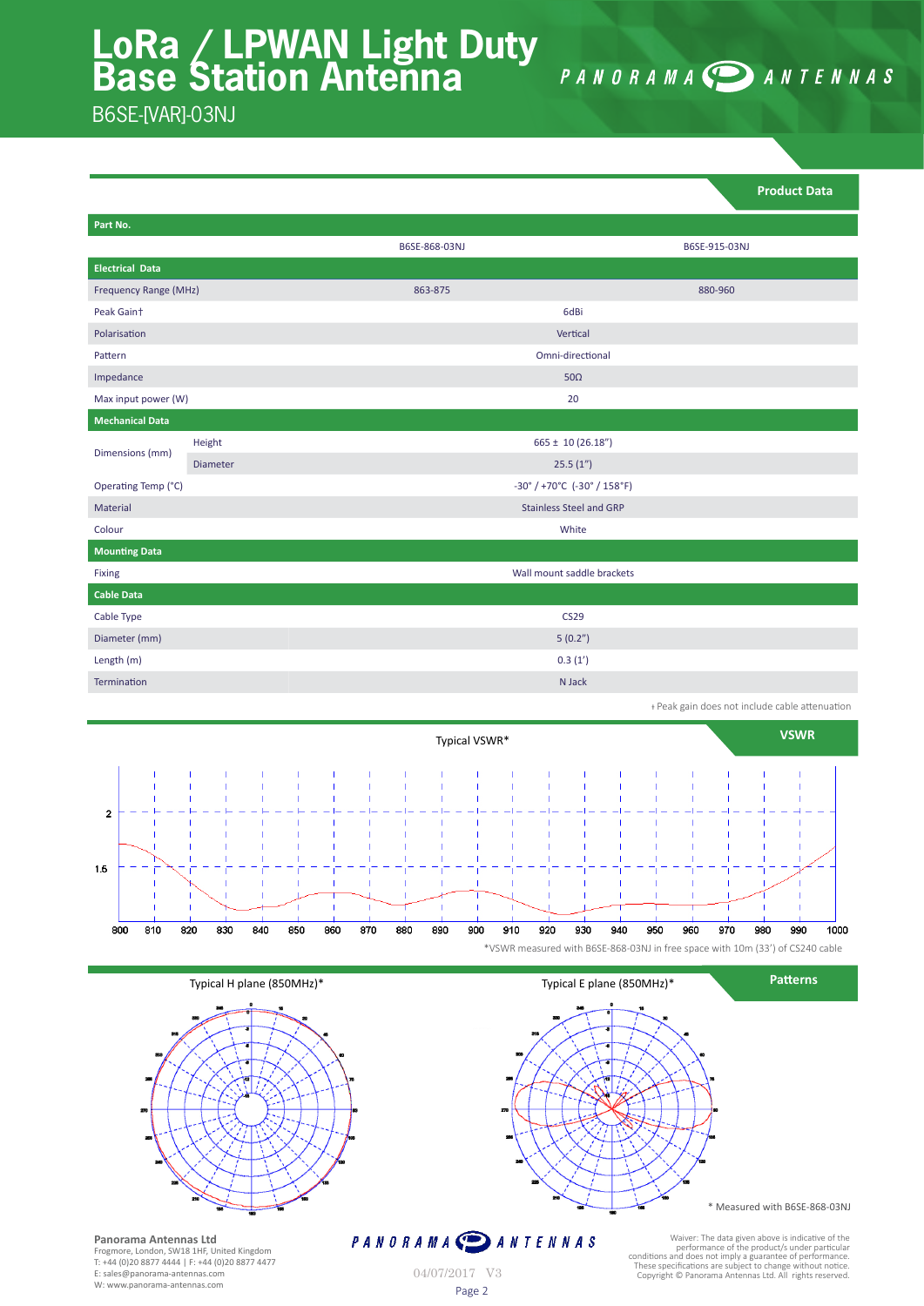# LoRa / LPWAN Light Duty Base Station Antenna

B6SE-[VAR]-03NJ

PANORAMA ANTENNAS

## Product Data

| | | | |
|---|---|---|---|
| **Part No.** | | | |
| | | B6SE-868-03NJ | B6SE-915-03NJ |
| **Electrical Data** | | | |
| Frequency Range (MHz) | | 863-875 | 880-960 |
| Peak Gain† | | 6dBi | |
| Polarisation | | Vertical | |
| Pattern | | Omni-directional | |
| Impedance | | 50Ω | |
| Max input power (W) | | 20 | |
| **Mechanical Data** | | | |
| Dimensions (mm) | Height | 665 ± 10 (26.18”) | |
| | Diameter | 25.5 (1”) | |
| Operating Temp (°C) | | -30° / +70°C (-30° / 158°F) | |
| Material | | Stainless Steel and GRP | |
| Colour | | White | |
| **Mounting Data** | | | |
| Fixing | | Wall mount saddle brackets | |
| **Cable Data** | | | |
| Cable Type | | CS29 | |
| Diameter (mm) | | 5 (0.2”) | |
| Length (m) | | 0.3 (1’) | |
| Termination | | N Jack | |

† Peak gain does not include cable attenuation

## VSWR

Typical VSWR*

2
1.5
800 810 820 830 840 850 860 870 880 890 900 910 920 930 940 950 960 970 980 990 1000

*VSWR measured with B6SE-868-03NJ in free space with 10m (33’) of CS240 cable

## Patterns

Typical H plane (850MHz)*

Typical E plane (850MHz)*

* Measured with B6SE-868-03NJ

**Panorama Antennas Ltd**
Frogmore, London, SW18 1HF, United Kingdom
T: +44 (0)20 8877 4444 | F: +44 (0)20 8877 4477
E: sales@panorama-antennas.com
W: www.panorama-antennas.com

PANORAMA ANTENNAS

04/07/2017 V3

Waiver: The data given above is indicative of the performance of the product/s under particular conditions and does not imply a guarantee of performance. These specifications are subject to change without notice. Copyright © Panorama Antennas Ltd. All rights reserved.